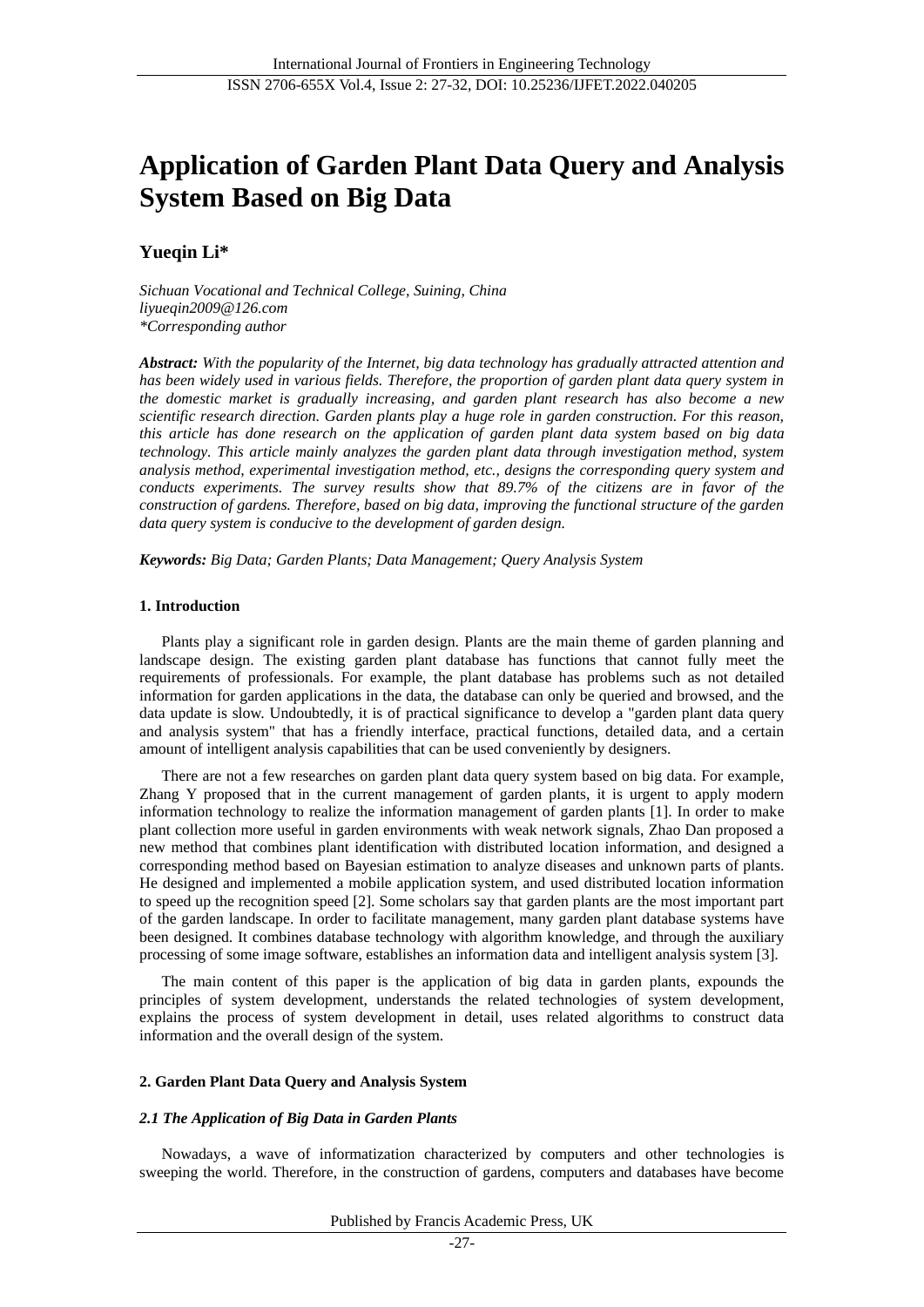# Application of Garden Plant Data Query and Analysis System Based on Big Data

**Yueqin Li***

*Sichuan Vocational and Technical College, Suining, China*
*liyueqin2009@126.com*
*\*Corresponding author*

***Abstract:*** *With the popularity of the Internet, big data technology has gradually attracted attention and has been widely used in various fields. Therefore, the proportion of garden plant data query system in the domestic market is gradually increasing, and garden plant research has also become a new scientific research direction. Garden plants play a huge role in garden construction. For this reason, this article has done research on the application of garden plant data system based on big data technology. This article mainly analyzes the garden plant data through investigation method, system analysis method, experimental investigation method, etc., designs the corresponding query system and conducts experiments. The survey results show that 89.7% of the citizens are in favor of the construction of gardens. Therefore, based on big data, improving the functional structure of the garden data query system is conducive to the development of garden design.*

***Keywords:*** *Big Data; Garden Plants; Data Management; Query Analysis System*

## 1. Introduction

Plants play a significant role in garden design. Plants are the main theme of garden planning and landscape design. The existing garden plant database has functions that cannot fully meet the requirements of professionals. For example, the plant database has problems such as not detailed information for garden applications in the data, the database can only be queried and browsed, and the data update is slow. Undoubtedly, it is of practical significance to develop a "garden plant data query and analysis system" that has a friendly interface, practical functions, detailed data, and a certain amount of intelligent analysis capabilities that can be used conveniently by designers.

There are not a few researches on garden plant data query system based on big data. For example, Zhang Y proposed that in the current management of garden plants, it is urgent to apply modern information technology to realize the information management of garden plants [1]. In order to make plant collection more useful in garden environments with weak network signals, Zhao Dan proposed a new method that combines plant identification with distributed location information, and designed a corresponding method based on Bayesian estimation to analyze diseases and unknown parts of plants. He designed and implemented a mobile application system, and used distributed location information to speed up the recognition speed [2]. Some scholars say that garden plants are the most important part of the garden landscape. In order to facilitate management, many garden plant database systems have been designed. It combines database technology with algorithm knowledge, and through the auxiliary processing of some image software, establishes an information data and intelligent analysis system [3].

The main content of this paper is the application of big data in garden plants, expounds the principles of system development, understands the related technologies of system development, explains the process of system development in detail, uses related algorithms to construct data information and the overall design of the system.

## 2. Garden Plant Data Query and Analysis System

### *2.1 The Application of Big Data in Garden Plants*

Nowadays, a wave of informatization characterized by computers and other technologies is sweeping the world. Therefore, in the construction of gardens, computers and databases have become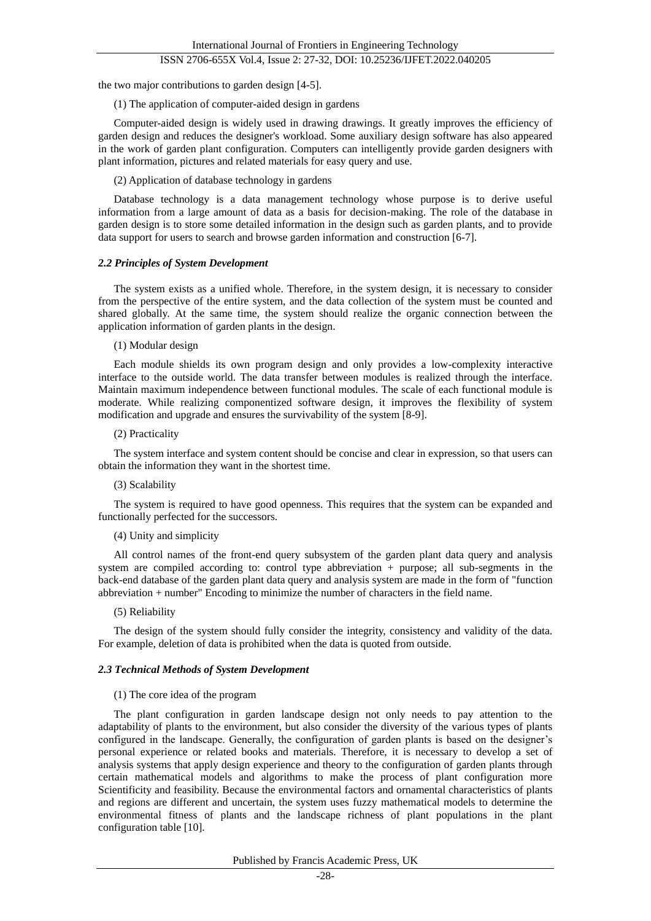the two major contributions to garden design [4-5].

(1) The application of computer-aided design in gardens

Computer-aided design is widely used in drawing drawings. It greatly improves the efficiency of garden design and reduces the designer's workload. Some auxiliary design software has also appeared in the work of garden plant configuration. Computers can intelligently provide garden designers with plant information, pictures and related materials for easy query and use.

(2) Application of database technology in gardens

Database technology is a data management technology whose purpose is to derive useful information from a large amount of data as a basis for decision-making. The role of the database in garden design is to store some detailed information in the design such as garden plants, and to provide data support for users to search and browse garden information and construction [6-7].

### *2.2 Principles of System Development*

The system exists as a unified whole. Therefore, in the system design, it is necessary to consider from the perspective of the entire system, and the data collection of the system must be counted and shared globally. At the same time, the system should realize the organic connection between the application information of garden plants in the design.

(1) Modular design

Each module shields its own program design and only provides a low-complexity interactive interface to the outside world. The data transfer between modules is realized through the interface. Maintain maximum independence between functional modules. The scale of each functional module is moderate. While realizing componentized software design, it improves the flexibility of system modification and upgrade and ensures the survivability of the system [8-9].

(2) Practicality

The system interface and system content should be concise and clear in expression, so that users can obtain the information they want in the shortest time.

(3) Scalability

The system is required to have good openness. This requires that the system can be expanded and functionally perfected for the successors.

(4) Unity and simplicity

All control names of the front-end query subsystem of the garden plant data query and analysis system are compiled according to: control type abbreviation + purpose; all sub-segments in the back-end database of the garden plant data query and analysis system are made in the form of "function abbreviation + number" Encoding to minimize the number of characters in the field name.

(5) Reliability

The design of the system should fully consider the integrity, consistency and validity of the data. For example, deletion of data is prohibited when the data is quoted from outside.

### *2.3 Technical Methods of System Development*

(1) The core idea of the program

The plant configuration in garden landscape design not only needs to pay attention to the adaptability of plants to the environment, but also consider the diversity of the various types of plants configured in the landscape. Generally, the configuration of garden plants is based on the designer's personal experience or related books and materials. Therefore, it is necessary to develop a set of analysis systems that apply design experience and theory to the configuration of garden plants through certain mathematical models and algorithms to make the process of plant configuration more Scientificity and feasibility. Because the environmental factors and ornamental characteristics of plants and regions are different and uncertain, the system uses fuzzy mathematical models to determine the environmental fitness of plants and the landscape richness of plant populations in the plant configuration table [10].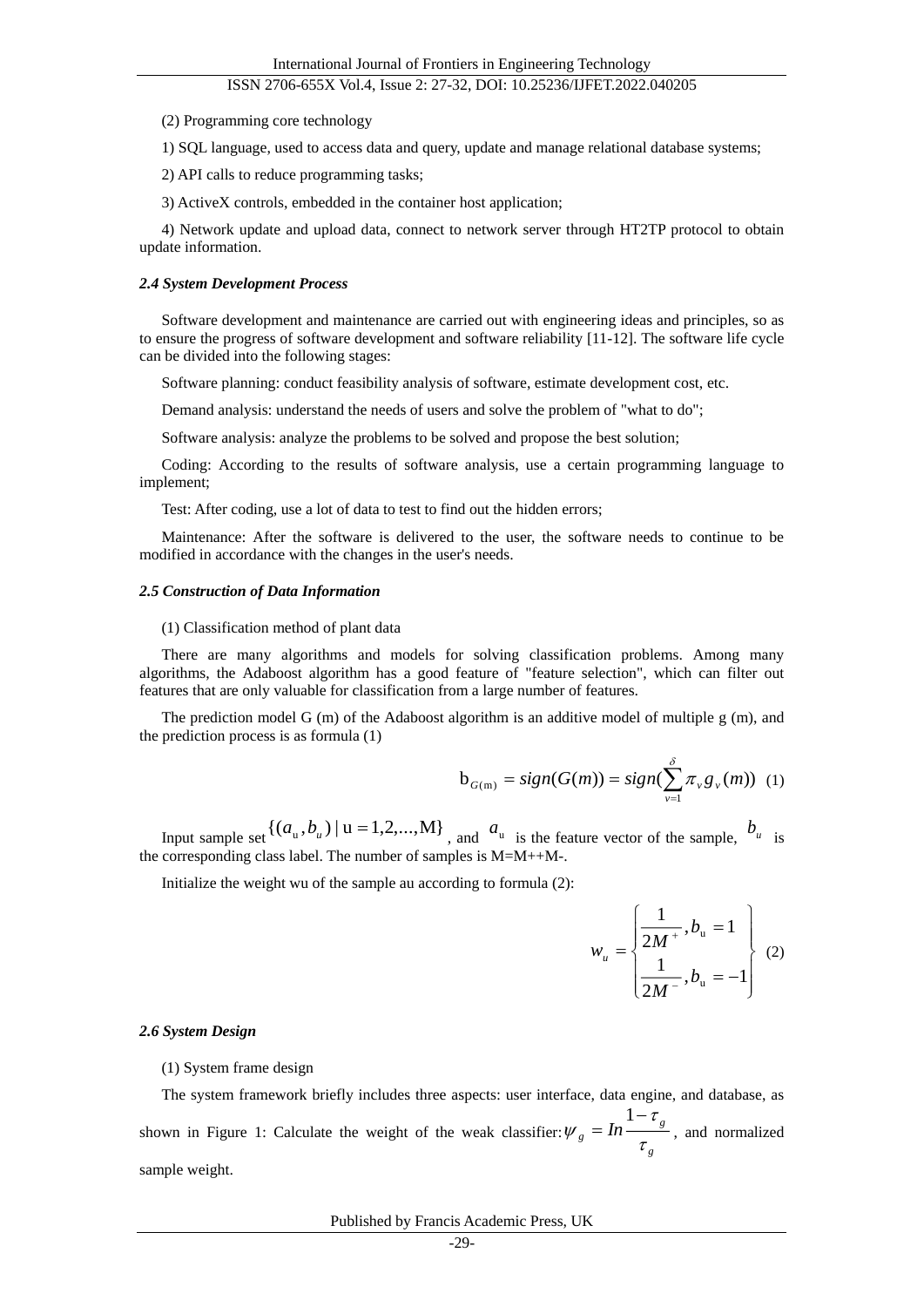(2) Programming core technology

1) SQL language, used to access data and query, update and manage relational database systems;

2) API calls to reduce programming tasks;

3) ActiveX controls, embedded in the container host application;

4) Network update and upload data, connect to network server through HT2TP protocol to obtain update information.

### *2.4 System Development Process*

Software development and maintenance are carried out with engineering ideas and principles, so as to ensure the progress of software development and software reliability [11-12]. The software life cycle can be divided into the following stages:

Software planning: conduct feasibility analysis of software, estimate development cost, etc.

Demand analysis: understand the needs of users and solve the problem of "what to do";

Software analysis: analyze the problems to be solved and propose the best solution;

Coding: According to the results of software analysis, use a certain programming language to implement;

Test: After coding, use a lot of data to test to find out the hidden errors;

Maintenance: After the software is delivered to the user, the software needs to continue to be modified in accordance with the changes in the user's needs.

### *2.5 Construction of Data Information*

(1) Classification method of plant data

There are many algorithms and models for solving classification problems. Among many algorithms, the Adaboost algorithm has a good feature of "feature selection", which can filter out features that are only valuable for classification from a large number of features.

The prediction model G (m) of the Adaboost algorithm is an additive model of multiple g (m), and the prediction process is as formula (1)

$$\mathrm{b}_{G(\mathrm{m})} = sign(G(m)) = sign(\sum_{v=1}^{\delta} \pi_v g_v(m)) \quad (1)$$

Input sample set $\{(a_{\mathrm{u}}, b_u) \mid \mathrm{u} = 1,2,...,\mathrm{M}\}$, and $a_{\mathrm{u}}$ is the feature vector of the sample, $b_u$ is the corresponding class label. The number of samples is M=M++M-.

Initialize the weight wu of the sample au according to formula (2):

$$w_u = \begin{cases} \dfrac{1}{2M^+}, b_{\mathrm{u}} = 1 \\ \dfrac{1}{2M^-}, b_{\mathrm{u}} = -1 \end{cases} \quad (2)$$

### *2.6 System Design*

(1) System frame design

The system framework briefly includes three aspects: user interface, data engine, and database, as shown in Figure 1: Calculate the weight of the weak classifier: $\psi_g = In\dfrac{1-\tau_g}{\tau_g}$, and normalized sample weight.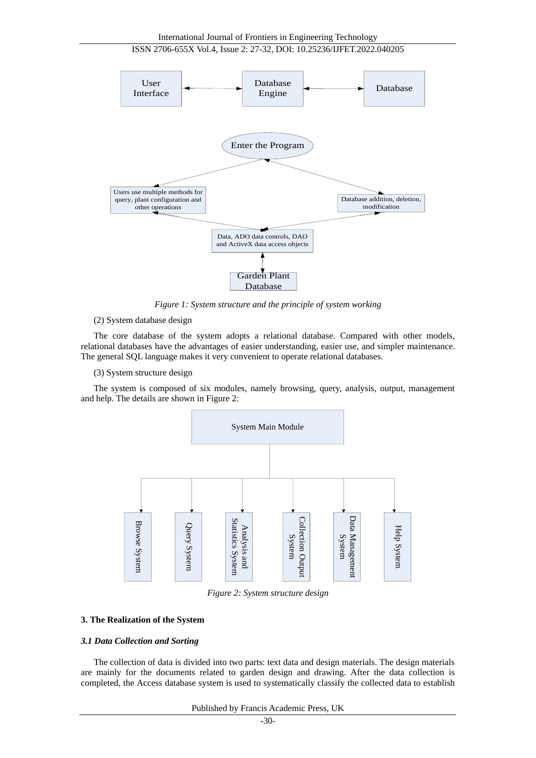Figure 1: System structure and the principle of system working

(2) System database design

The core database of the system adopts a relational database. Compared with other models, relational databases have the advantages of easier understanding, easier use, and simpler maintenance. The general SQL language makes it very convenient to operate relational databases.

(3) System structure design

The system is composed of six modules, namely browsing, query, analysis, output, management and help. The details are shown in Figure 2:

Figure 2: System structure design

### 3. The Realization of the System

#### *3.1 Data Collection and Sorting*

The collection of data is divided into two parts: text data and design materials. The design materials are mainly for the documents related to garden design and drawing. After the data collection is completed, the Access database system is used to systematically classify the collected data to establish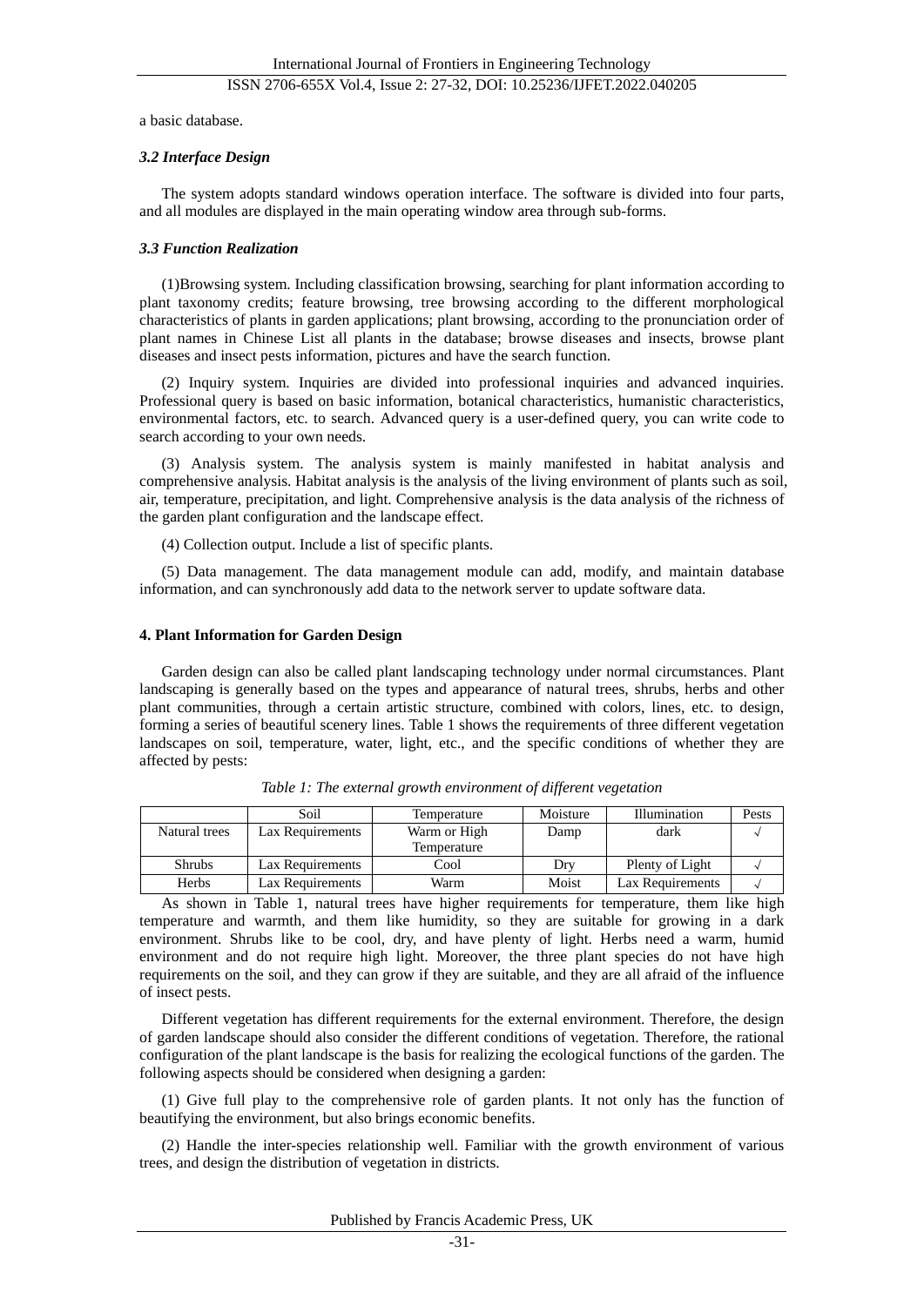a basic database.

### *3.2 Interface Design*

The system adopts standard windows operation interface. The software is divided into four parts, and all modules are displayed in the main operating window area through sub-forms.

### *3.3 Function Realization*

(1)Browsing system. Including classification browsing, searching for plant information according to plant taxonomy credits; feature browsing, tree browsing according to the different morphological characteristics of plants in garden applications; plant browsing, according to the pronunciation order of plant names in Chinese List all plants in the database; browse diseases and insects, browse plant diseases and insect pests information, pictures and have the search function.

(2) Inquiry system. Inquiries are divided into professional inquiries and advanced inquiries. Professional query is based on basic information, botanical characteristics, humanistic characteristics, environmental factors, etc. to search. Advanced query is a user-defined query, you can write code to search according to your own needs.

(3) Analysis system. The analysis system is mainly manifested in habitat analysis and comprehensive analysis. Habitat analysis is the analysis of the living environment of plants such as soil, air, temperature, precipitation, and light. Comprehensive analysis is the data analysis of the richness of the garden plant configuration and the landscape effect.

(4) Collection output. Include a list of specific plants.

(5) Data management. The data management module can add, modify, and maintain database information, and can synchronously add data to the network server to update software data.

## 4. Plant Information for Garden Design

Garden design can also be called plant landscaping technology under normal circumstances. Plant landscaping is generally based on the types and appearance of natural trees, shrubs, herbs and other plant communities, through a certain artistic structure, combined with colors, lines, etc. to design, forming a series of beautiful scenery lines. Table 1 shows the requirements of three different vegetation landscapes on soil, temperature, water, light, etc., and the specific conditions of whether they are affected by pests:

*Table 1: The external growth environment of different vegetation*

| | Soil | Temperature | Moisture | Illumination | Pests |
|---|---|---|---|---|---|
| Natural trees | Lax Requirements | Warm or High Temperature | Damp | dark | √ |
| Shrubs | Lax Requirements | Cool | Dry | Plenty of Light | √ |
| Herbs | Lax Requirements | Warm | Moist | Lax Requirements | √ |

As shown in Table 1, natural trees have higher requirements for temperature, them like high temperature and warmth, and them like humidity, so they are suitable for growing in a dark environment. Shrubs like to be cool, dry, and have plenty of light. Herbs need a warm, humid environment and do not require high light. Moreover, the three plant species do not have high requirements on the soil, and they can grow if they are suitable, and they are all afraid of the influence of insect pests.

Different vegetation has different requirements for the external environment. Therefore, the design of garden landscape should also consider the different conditions of vegetation. Therefore, the rational configuration of the plant landscape is the basis for realizing the ecological functions of the garden. The following aspects should be considered when designing a garden:

(1) Give full play to the comprehensive role of garden plants. It not only has the function of beautifying the environment, but also brings economic benefits.

(2) Handle the inter-species relationship well. Familiar with the growth environment of various trees, and design the distribution of vegetation in districts.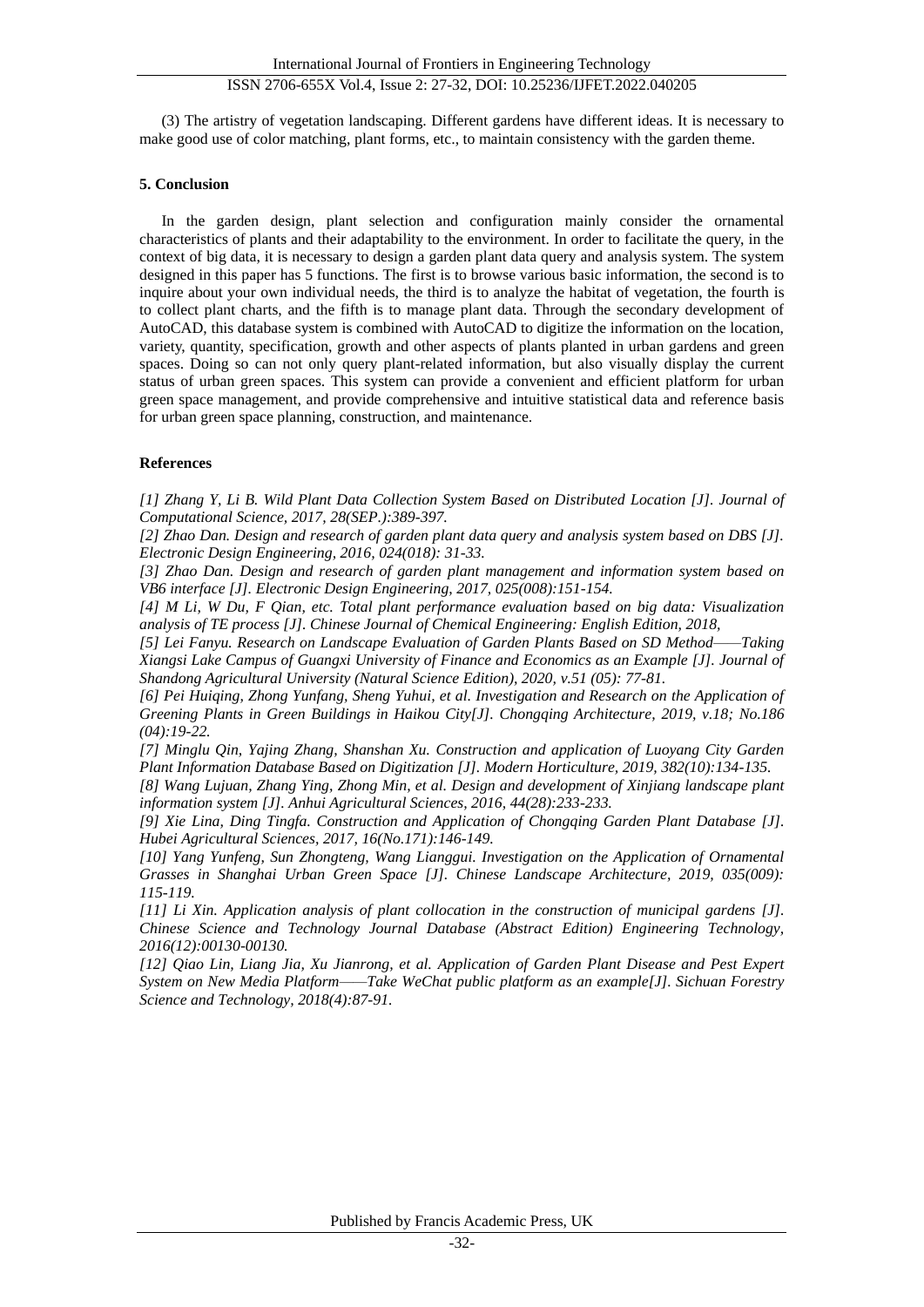(3) The artistry of vegetation landscaping. Different gardens have different ideas. It is necessary to make good use of color matching, plant forms, etc., to maintain consistency with the garden theme.

## 5. Conclusion

In the garden design, plant selection and configuration mainly consider the ornamental characteristics of plants and their adaptability to the environment. In order to facilitate the query, in the context of big data, it is necessary to design a garden plant data query and analysis system. The system designed in this paper has 5 functions. The first is to browse various basic information, the second is to inquire about your own individual needs, the third is to analyze the habitat of vegetation, the fourth is to collect plant charts, and the fifth is to manage plant data. Through the secondary development of AutoCAD, this database system is combined with AutoCAD to digitize the information on the location, variety, quantity, specification, growth and other aspects of plants planted in urban gardens and green spaces. Doing so can not only query plant-related information, but also visually display the current status of urban green spaces. This system can provide a convenient and efficient platform for urban green space management, and provide comprehensive and intuitive statistical data and reference basis for urban green space planning, construction, and maintenance.

## References

*[1] Zhang Y, Li B. Wild Plant Data Collection System Based on Distributed Location [J]. Journal of Computational Science, 2017, 28(SEP.):389-397.*

*[2] Zhao Dan. Design and research of garden plant data query and analysis system based on DBS [J]. Electronic Design Engineering, 2016, 024(018): 31-33.*

*[3] Zhao Dan. Design and research of garden plant management and information system based on VB6 interface [J]. Electronic Design Engineering, 2017, 025(008):151-154.*

*[4] M Li, W Du, F Qian, etc. Total plant performance evaluation based on big data: Visualization analysis of TE process [J]. Chinese Journal of Chemical Engineering: English Edition, 2018,*

*[5] Lei Fanyu. Research on Landscape Evaluation of Garden Plants Based on SD Method——Taking Xiangsi Lake Campus of Guangxi University of Finance and Economics as an Example [J]. Journal of Shandong Agricultural University (Natural Science Edition), 2020, v.51 (05): 77-81.*

*[6] Pei Huiqing, Zhong Yunfang, Sheng Yuhui, et al. Investigation and Research on the Application of Greening Plants in Green Buildings in Haikou City[J]. Chongqing Architecture, 2019, v.18; No.186 (04):19-22.*

*[7] Minglu Qin, Yajing Zhang, Shanshan Xu. Construction and application of Luoyang City Garden Plant Information Database Based on Digitization [J]. Modern Horticulture, 2019, 382(10):134-135.*

*[8] Wang Lujuan, Zhang Ying, Zhong Min, et al. Design and development of Xinjiang landscape plant information system [J]. Anhui Agricultural Sciences, 2016, 44(28):233-233.*

*[9] Xie Lina, Ding Tingfa. Construction and Application of Chongqing Garden Plant Database [J]. Hubei Agricultural Sciences, 2017, 16(No.171):146-149.*

*[10] Yang Yunfeng, Sun Zhongteng, Wang Lianggui. Investigation on the Application of Ornamental Grasses in Shanghai Urban Green Space [J]. Chinese Landscape Architecture, 2019, 035(009): 115-119.*

*[11] Li Xin. Application analysis of plant collocation in the construction of municipal gardens [J]. Chinese Science and Technology Journal Database (Abstract Edition) Engineering Technology, 2016(12):00130-00130.*

*[12] Qiao Lin, Liang Jia, Xu Jianrong, et al. Application of Garden Plant Disease and Pest Expert System on New Media Platform——Take WeChat public platform as an example[J]. Sichuan Forestry Science and Technology, 2018(4):87-91.*